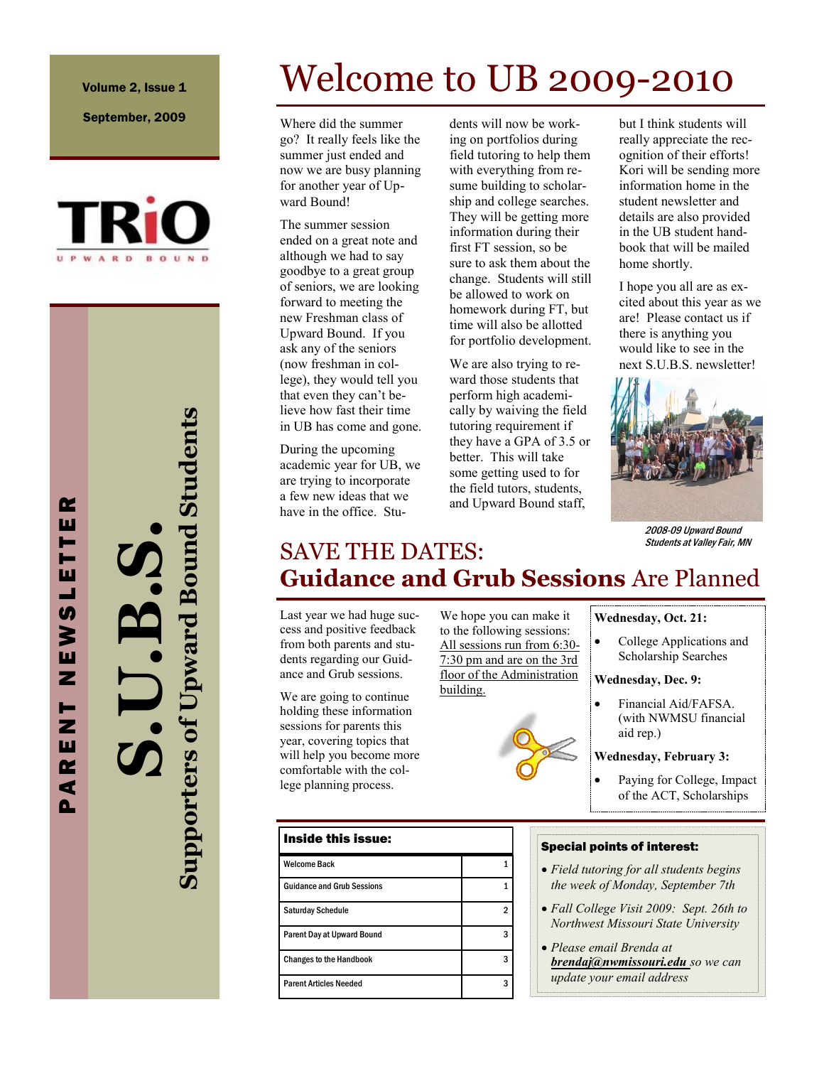Volume 2, Issue 1

September, 2009

PARENT NEWSLETTER

# S.U.B.S.

## Supporters of Upward Bound Students

# Welcome to UB 2009-2010

Where did the summer go? It really feels like the summer just ended and now we are busy planning for another year of Upward Bound!

The summer session ended on a great note and although we had to say goodbye to a great group of seniors, we are looking forward to meeting the new Freshman class of Upward Bound. If you ask any of the seniors (now freshman in college), they would tell you that even they can't believe how fast their time in UB has come and gone.

During the upcoming academic year for UB, we are trying to incorporate a few new ideas that we have in the office. Students will now be working on portfolios during field tutoring to help them with everything from resume building to scholarship and college searches. They will be getting more information during their first FT session, so be sure to ask them about the change. Students will still be allowed to work on homework during FT, but time will also be allotted for portfolio development.

We are also trying to reward those students that perform high academically by waiving the field tutoring requirement if they have a GPA of 3.5 or better. This will take some getting used to for the field tutors, students, and Upward Bound staff, but I think students will really appreciate the recognition of their efforts! Kori will be sending more information home in the student newsletter and details are also provided in the UB student handbook that will be mailed home shortly.

I hope you all are as excited about this year as we are! Please contact us if there is anything you would like to see in the next S.U.B.S. newsletter!

*2008-09 Upward Bound Students at Valley Fair, MN*

# SAVE THE DATES: **Guidance and Grub Sessions** Are Planned

Last year we had huge success and positive feedback from both parents and students regarding our Guidance and Grub sessions.

We are going to continue holding these information sessions for parents this year, covering topics that will help you become more comfortable with the college planning process.

We hope you can make it to the following sessions: All sessions run from 6:30-7:30 pm and are on the 3rd floor of the Administration building.

**Wednesday, Oct. 21:**

- College Applications and Scholarship Searches

**Wednesday, Dec. 9:**

- Financial Aid/FAFSA. (with NWMSU financial aid rep.)

**Wednesday, February 3:**

- Paying for College, Impact of the ACT, Scholarships

| Inside this issue: | |
|---|---|
| Welcome Back | 1 |
| Guidance and Grub Sessions | 1 |
| Saturday Schedule | 2 |
| Parent Day at Upward Bound | 3 |
| Changes to the Handbook | 3 |
| Parent Articles Needed | 3 |

**Special points of interest:**

- *Field tutoring for all students begins the week of Monday, September 7th*
- *Fall College Visit 2009: Sept. 26th to Northwest Missouri State University*
- *Please email Brenda at **brendaj@nwmissouri.edu** so we can update your email address*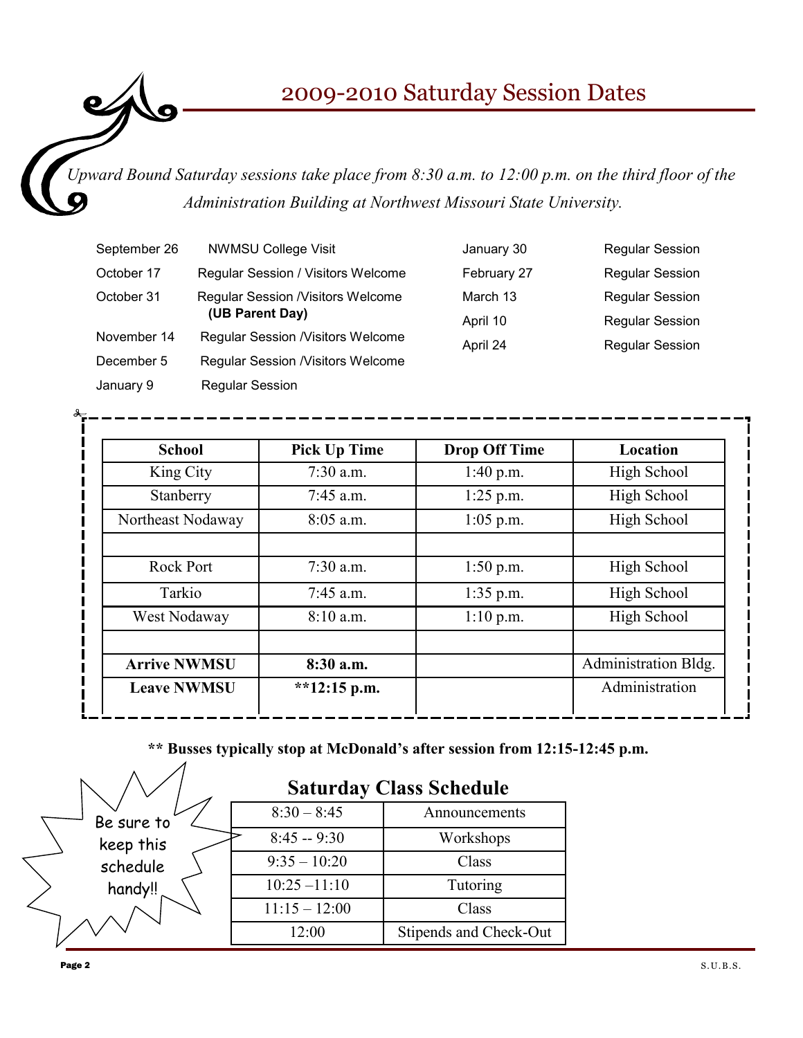# 2009-2010 Saturday Session Dates

*Upward Bound Saturday sessions take place from 8:30 a.m. to 12:00 p.m. on the third floor of the Administration Building at Northwest Missouri State University.*

| Date | Session |
|---|---|
| September 26 | NWMSU College Visit |
| October 17 | Regular Session / Visitors Welcome |
| October 31 | Regular Session /Visitors Welcome **(UB Parent Day)** |
| November 14 | Regular Session /Visitors Welcome |
| December 5 | Regular Session /Visitors Welcome |
| January 9 | Regular Session |
| January 30 | Regular Session |
| February 27 | Regular Session |
| March 13 | Regular Session |
| April 10 | Regular Session |
| April 24 | Regular Session |

| School | Pick Up Time | Drop Off Time | Location |
|---|---|---|---|
| King City | 7:30 a.m. | 1:40 p.m. | High School |
| Stanberry | 7:45 a.m. | 1:25 p.m. | High School |
| Northeast Nodaway | 8:05 a.m. | 1:05 p.m. | High School |
| | | | |
| Rock Port | 7:30 a.m. | 1:50 p.m. | High School |
| Tarkio | 7:45 a.m. | 1:35 p.m. | High School |
| West Nodaway | 8:10 a.m. | 1:10 p.m. | High School |
| | | | |
| **Arrive NWMSU** | **8:30 a.m.** | | Administration Bldg. |
| **Leave NWMSU** | **\*\*12:15 p.m.** | | Administration |

**\*\* Busses typically stop at McDonald's after session from 12:15-12:45 p.m.**

Be sure to keep this schedule handy!!

## Saturday Class Schedule

| Time | Activity |
|---|---|
| 8:30 – 8:45 | Announcements |
| 8:45 -- 9:30 | Workshops |
| 9:35 – 10:20 | Class |
| 10:25 –11:10 | Tutoring |
| 11:15 – 12:00 | Class |
| 12:00 | Stipends and Check-Out |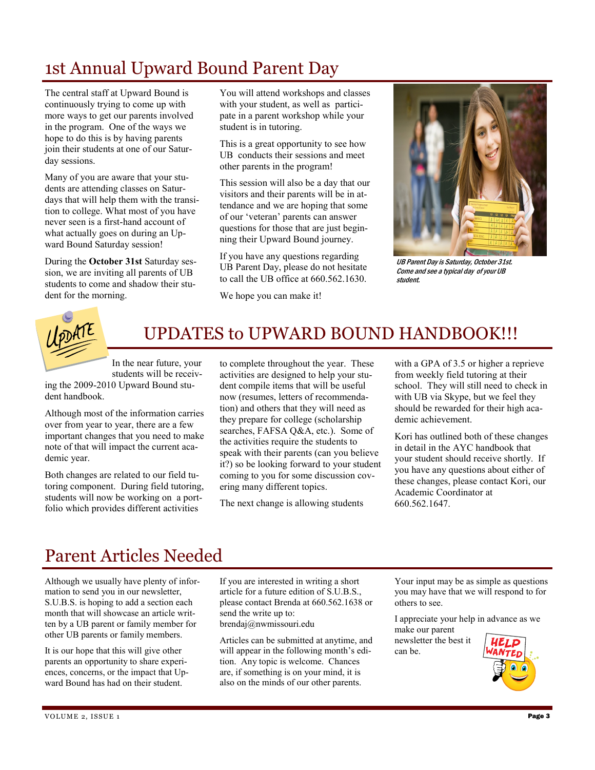# 1st Annual Upward Bound Parent Day

The central staff at Upward Bound is continuously trying to come up with more ways to get our parents involved in the program. One of the ways we hope to do this is by having parents join their students at one of our Saturday sessions.

Many of you are aware that your students are attending classes on Saturdays that will help them with the transition to college. What most of you have never seen is a first-hand account of what actually goes on during an Upward Bound Saturday session!

During the **October 31st** Saturday session, we are inviting all parents of UB students to come and shadow their student for the morning.

You will attend workshops and classes with your student, as well as participate in a parent workshop while your student is in tutoring.

This is a great opportunity to see how UB conducts their sessions and meet other parents in the program!

This session will also be a day that our visitors and their parents will be in attendance and we are hoping that some of our 'veteran' parents can answer questions for those that are just beginning their Upward Bound journey.

If you have any questions regarding UB Parent Day, please do not hesitate to call the UB office at 660.562.1630.

We hope you can make it!

*UB Parent Day is Saturday, October 31st. Come and see a typical day of your UB student.*

# UPDATES to UPWARD BOUND HANDBOOK!!!

In the near future, your students will be receiving the 2009-2010 Upward Bound student handbook.

Although most of the information carries over from year to year, there are a few important changes that you need to make note of that will impact the current academic year.

Both changes are related to our field tutoring component. During field tutoring, students will now be working on a portfolio which provides different activities to complete throughout the year. These activities are designed to help your student compile items that will be useful now (resumes, letters of recommendation) and others that they will need as they prepare for college (scholarship searches, FAFSA Q&A, etc.). Some of the activities require the students to speak with their parents (can you believe it?) so be looking forward to your student coming to you for some discussion covering many different topics.

The next change is allowing students with a GPA of 3.5 or higher a reprieve from weekly field tutoring at their school. They will still need to check in with UB via Skype, but we feel they should be rewarded for their high academic achievement.

Kori has outlined both of these changes in detail in the AYC handbook that your student should receive shortly. If you have any questions about either of these changes, please contact Kori, our Academic Coordinator at 660.562.1647.

# Parent Articles Needed

Although we usually have plenty of information to send you in our newsletter, S.U.B.S. is hoping to add a section each month that will showcase an article written by a UB parent or family member for other UB parents or family members.

It is our hope that this will give other parents an opportunity to share experiences, concerns, or the impact that Upward Bound has had on their student.

If you are interested in writing a short article for a future edition of S.U.B.S., please contact Brenda at 660.562.1638 or send the write up to: brendaj@nwmissouri.edu

Articles can be submitted at anytime, and will appear in the following month's edition. Any topic is welcome. Chances are, if something is on your mind, it is also on the minds of our other parents.

Your input may be as simple as questions you may have that we will respond to for others to see.

I appreciate your help in advance as we make our parent newsletter the best it can be.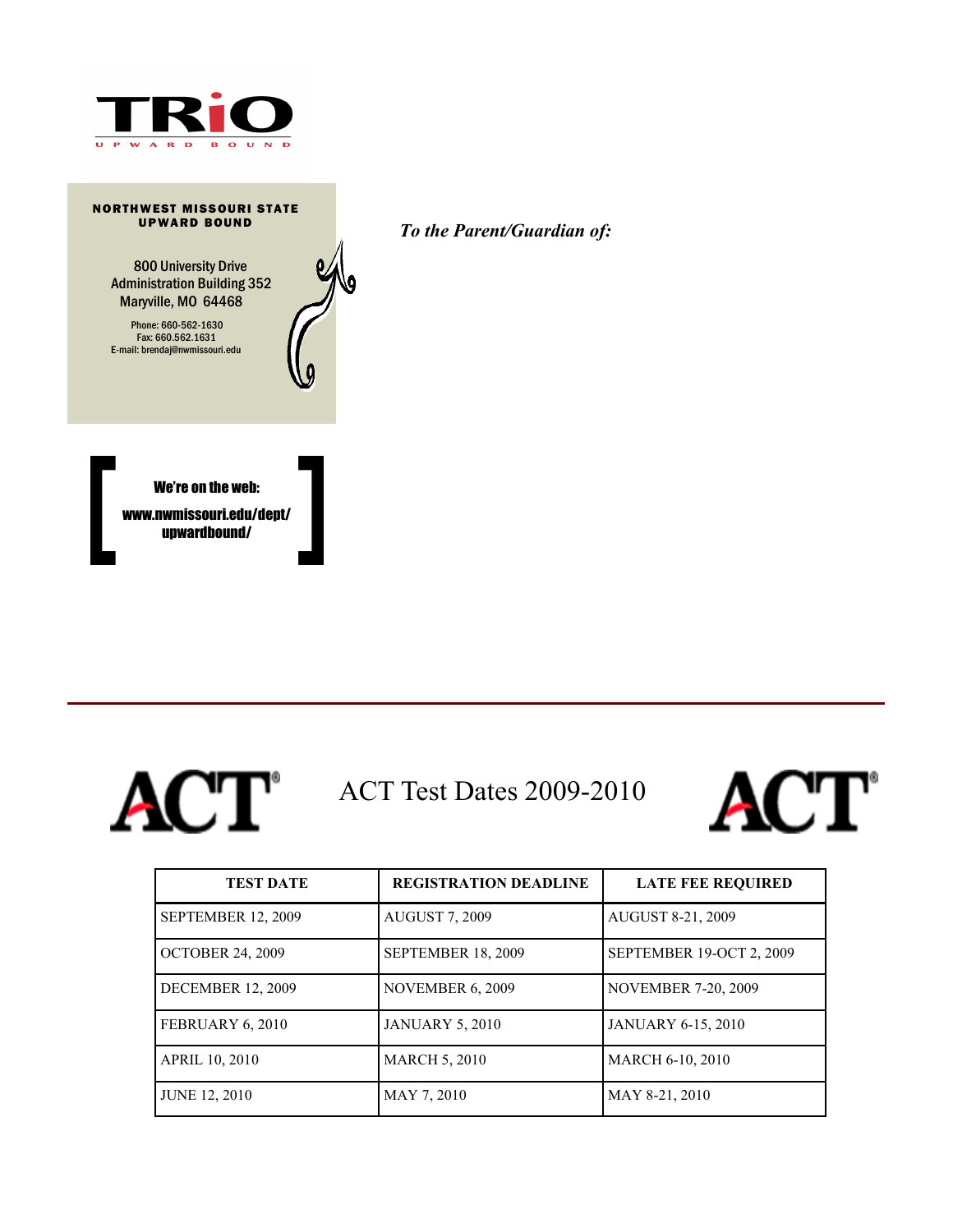TRiO

UPWARD BOUND

**NORTHWEST MISSOURI STATE UPWARD BOUND**

800 University Drive
Administration Building 352
Maryville, MO 64468

Phone: 660-562-1630
Fax: 660.562.1631
E-mail: brendaj@nwmissouri.edu

**We're on the web:**

**www.nwmissouri.edu/dept/upwardbound/**

***To the Parent/Guardian of:***

# ACT Test Dates 2009-2010

| TEST DATE | REGISTRATION DEADLINE | LATE FEE REQUIRED |
|---|---|---|
| SEPTEMBER 12, 2009 | AUGUST 7, 2009 | AUGUST 8-21, 2009 |
| OCTOBER 24, 2009 | SEPTEMBER 18, 2009 | SEPTEMBER 19-OCT 2, 2009 |
| DECEMBER 12, 2009 | NOVEMBER 6, 2009 | NOVEMBER 7-20, 2009 |
| FEBRUARY 6, 2010 | JANUARY 5, 2010 | JANUARY 6-15, 2010 |
| APRIL 10, 2010 | MARCH 5, 2010 | MARCH 6-10, 2010 |
| JUNE 12, 2010 | MAY 7, 2010 | MAY 8-21, 2010 |